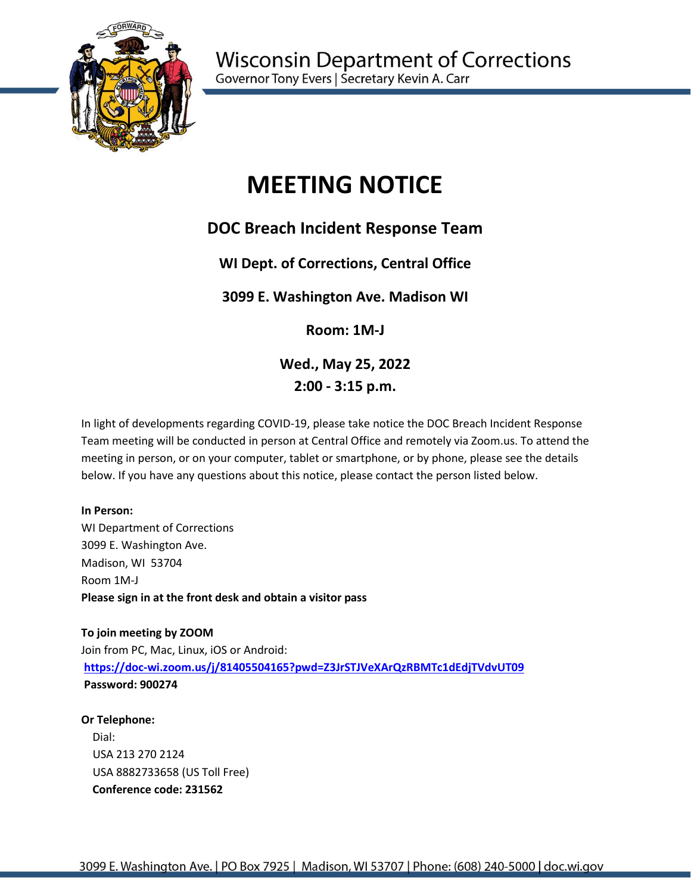Wisconsin Department of Corrections
Governor Tony Evers | Secretary Kevin A. Carr

# MEETING NOTICE

## DOC Breach Incident Response Team

### WI Dept. of Corrections, Central Office

### 3099 E. Washington Ave. Madison WI

### Room: 1M-J

### Wed., May 25, 2022
### 2:00 - 3:15 p.m.

In light of developments regarding COVID-19, please take notice the DOC Breach Incident Response Team meeting will be conducted in person at Central Office and remotely via Zoom.us. To attend the meeting in person, or on your computer, tablet or smartphone, or by phone, please see the details below. If you have any questions about this notice, please contact the person listed below.

**In Person:**
WI Department of Corrections
3099 E. Washington Ave.
Madison, WI 53704
Room 1M-J
**Please sign in at the front desk and obtain a visitor pass**

**To join meeting by ZOOM**
Join from PC, Mac, Linux, iOS or Android:
**https://doc-wi.zoom.us/j/81405504165?pwd=Z3JrSTJVeXArQzRBMTc1dEdjTVdvUT09**
**Password: 900274**

**Or Telephone:**
Dial:
USA 213 270 2124
USA 8882733658 (US Toll Free)
**Conference code: 231562**

3099 E. Washington Ave. | PO Box 7925 | Madison, WI 53707 | Phone: (608) 240-5000 | doc.wi.gov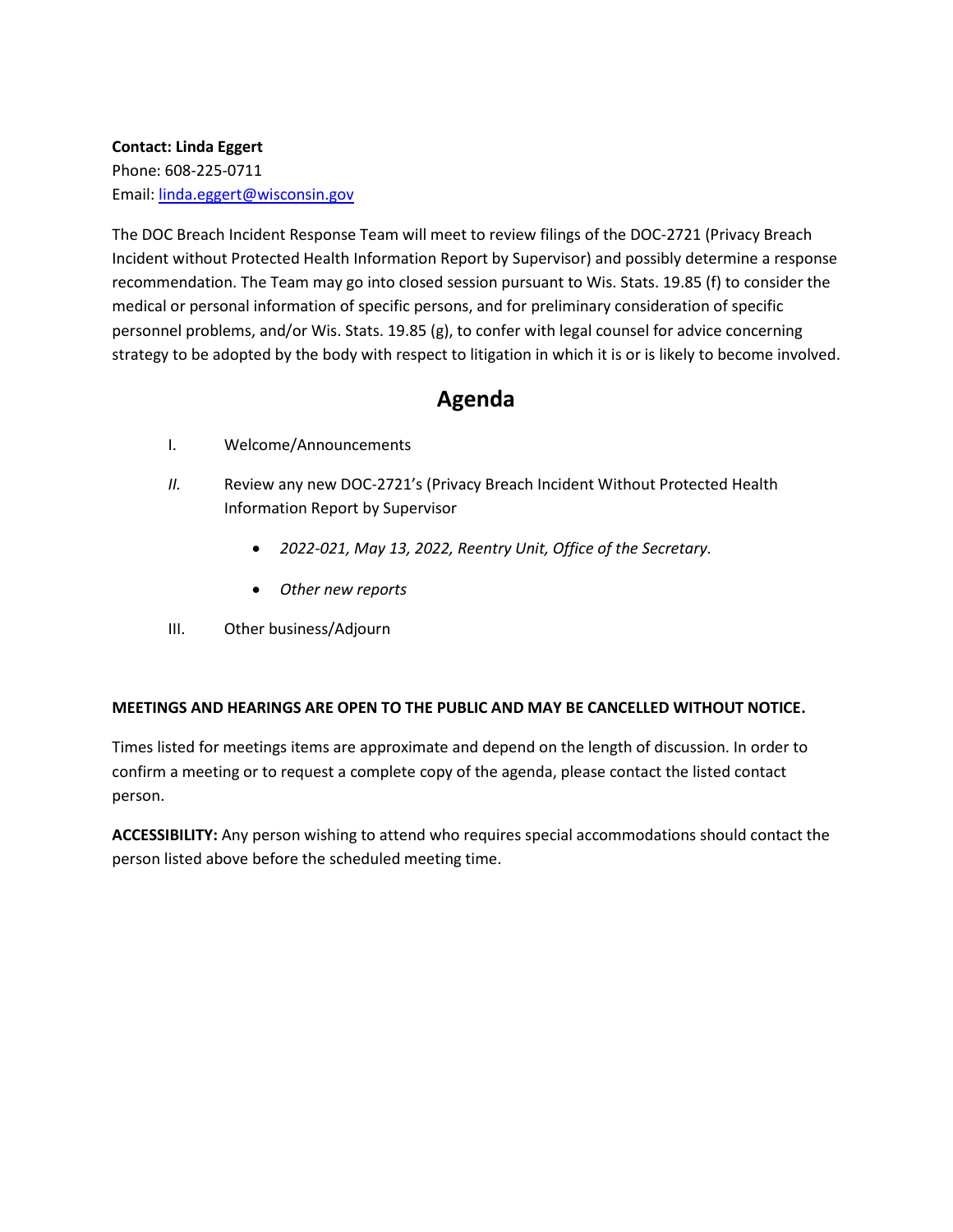**Contact: Linda Eggert**
Phone: 608-225-0711
Email: [linda.eggert@wisconsin.gov](mailto:linda.eggert@wisconsin.gov)

The DOC Breach Incident Response Team will meet to review filings of the DOC-2721 (Privacy Breach Incident without Protected Health Information Report by Supervisor) and possibly determine a response recommendation. The Team may go into closed session pursuant to Wis. Stats. 19.85 (f) to consider the medical or personal information of specific persons, and for preliminary consideration of specific personnel problems, and/or Wis. Stats. 19.85 (g), to confer with legal counsel for advice concerning strategy to be adopted by the body with respect to litigation in which it is or is likely to become involved.

# Agenda

I. Welcome/Announcements

*II.* Review any new DOC-2721's (Privacy Breach Incident Without Protected Health Information Report by Supervisor

- *2022-021, May 13, 2022, Reentry Unit, Office of the Secretary.*
- *Other new reports*

III. Other business/Adjourn

**MEETINGS AND HEARINGS ARE OPEN TO THE PUBLIC AND MAY BE CANCELLED WITHOUT NOTICE.**

Times listed for meetings items are approximate and depend on the length of discussion. In order to confirm a meeting or to request a complete copy of the agenda, please contact the listed contact person.

**ACCESSIBILITY:** Any person wishing to attend who requires special accommodations should contact the person listed above before the scheduled meeting time.